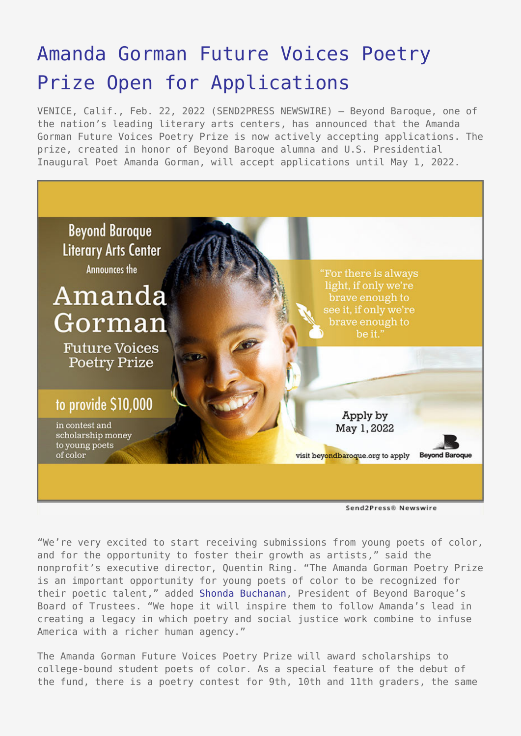# Amanda Gorman Future Voices Poetry Prize Open for Applications

VENICE, Calif., Feb. 22, 2022 (SEND2PRESS NEWSWIRE) — Beyond Baroque, one of the nation's leading literary arts centers, has announced that the Amanda Gorman Future Voices Poetry Prize is now actively accepting applications. The prize, created in honor of Beyond Baroque alumna and U.S. Presidential Inaugural Poet Amanda Gorman, will accept applications until May 1, 2022.

"We're very excited to start receiving submissions from young poets of color, and for the opportunity to foster their growth as artists," said the nonprofit's executive director, Quentin Ring. "The Amanda Gorman Poetry Prize is an important opportunity for young poets of color to be recognized for their poetic talent," added Shonda Buchanan, President of Beyond Baroque's Board of Trustees. "We hope it will inspire them to follow Amanda's lead in creating a legacy in which poetry and social justice work combine to infuse America with a richer human agency."

The Amanda Gorman Future Voices Poetry Prize will award scholarships to college-bound student poets of color. As a special feature of the debut of the fund, there is a poetry contest for 9th, 10th and 11th graders, the same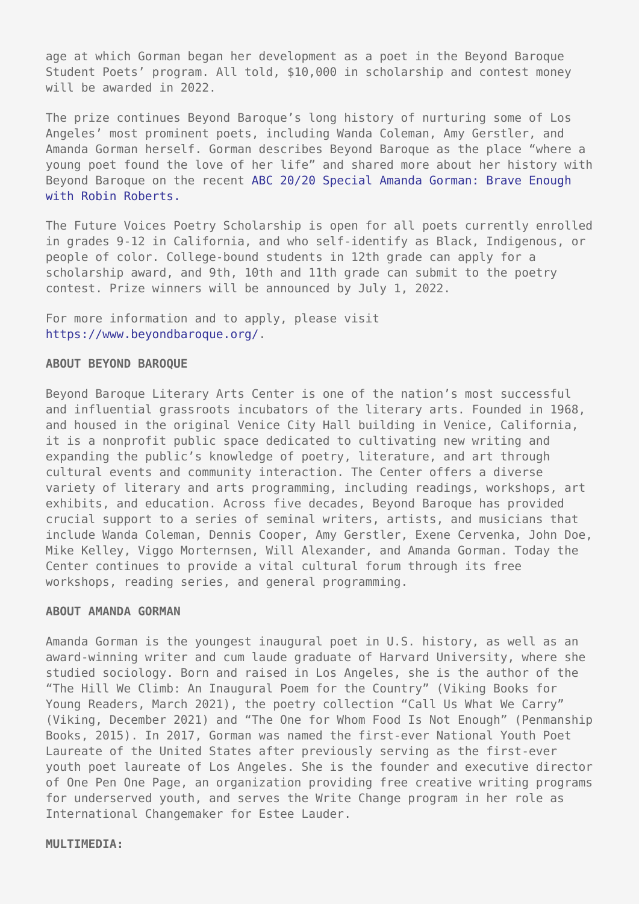age at which Gorman began her development as a poet in the Beyond Baroque Student Poets' program. All told, $10,000 in scholarship and contest money will be awarded in 2022.

The prize continues Beyond Baroque's long history of nurturing some of Los Angeles' most prominent poets, including Wanda Coleman, Amy Gerstler, and Amanda Gorman herself. Gorman describes Beyond Baroque as the place "where a young poet found the love of her life" and shared more about her history with Beyond Baroque on the recent ABC 20/20 Special Amanda Gorman: Brave Enough with Robin Roberts.

The Future Voices Poetry Scholarship is open for all poets currently enrolled in grades 9-12 in California, and who self-identify as Black, Indigenous, or people of color. College-bound students in 12th grade can apply for a scholarship award, and 9th, 10th and 11th grade can submit to the poetry contest. Prize winners will be announced by July 1, 2022.

For more information and to apply, please visit https://www.beyondbaroque.org/.

**ABOUT BEYOND BAROQUE**

Beyond Baroque Literary Arts Center is one of the nation's most successful and influential grassroots incubators of the literary arts. Founded in 1968, and housed in the original Venice City Hall building in Venice, California, it is a nonprofit public space dedicated to cultivating new writing and expanding the public's knowledge of poetry, literature, and art through cultural events and community interaction. The Center offers a diverse variety of literary and arts programming, including readings, workshops, art exhibits, and education. Across five decades, Beyond Baroque has provided crucial support to a series of seminal writers, artists, and musicians that include Wanda Coleman, Dennis Cooper, Amy Gerstler, Exene Cervenka, John Doe, Mike Kelley, Viggo Morternsen, Will Alexander, and Amanda Gorman. Today the Center continues to provide a vital cultural forum through its free workshops, reading series, and general programming.

**ABOUT AMANDA GORMAN**

Amanda Gorman is the youngest inaugural poet in U.S. history, as well as an award-winning writer and cum laude graduate of Harvard University, where she studied sociology. Born and raised in Los Angeles, she is the author of the "The Hill We Climb: An Inaugural Poem for the Country" (Viking Books for Young Readers, March 2021), the poetry collection "Call Us What We Carry" (Viking, December 2021) and "The One for Whom Food Is Not Enough" (Penmanship Books, 2015). In 2017, Gorman was named the first-ever National Youth Poet Laureate of the United States after previously serving as the first-ever youth poet laureate of Los Angeles. She is the founder and executive director of One Pen One Page, an organization providing free creative writing programs for underserved youth, and serves the Write Change program in her role as International Changemaker for Estee Lauder.

**MULTIMEDIA:**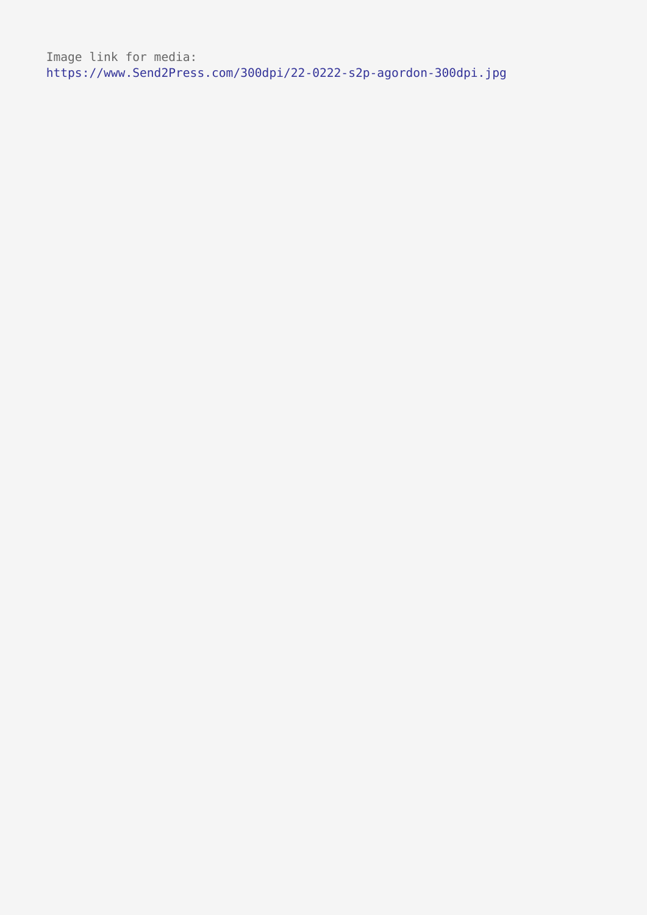Image link for media:
https://www.Send2Press.com/300dpi/22-0222-s2p-agordon-300dpi.jpg